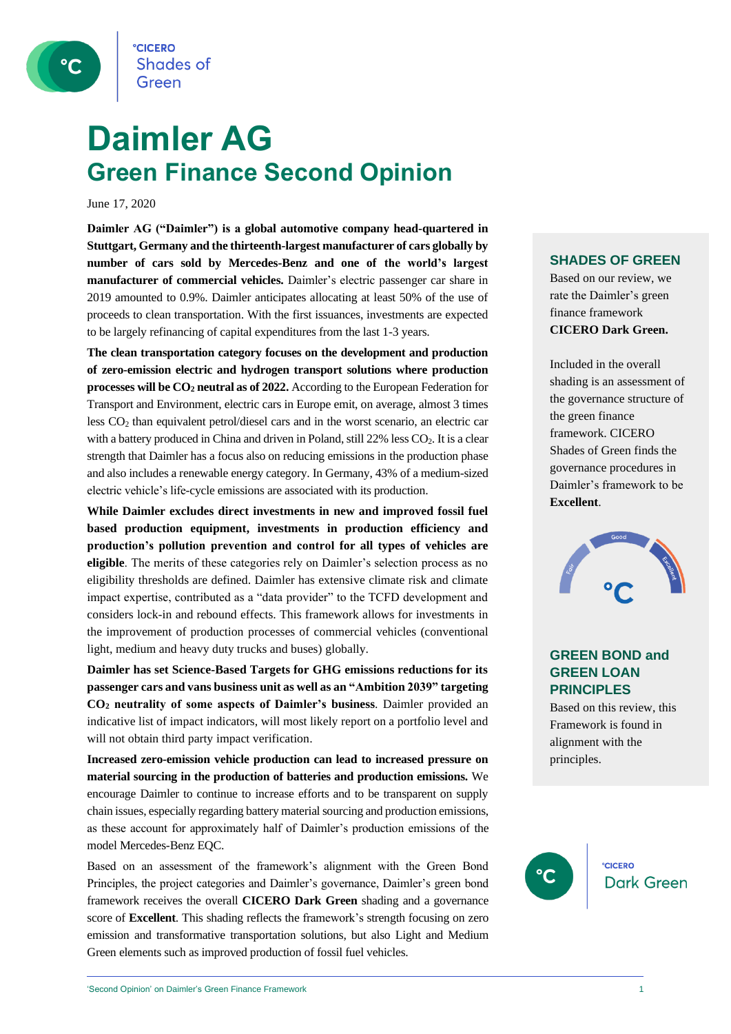# Daimler AG

## Green Finance Second Opinion

June 17, 2020

**Daimler AG ("Daimler") is a global automotive company head-quartered in Stuttgart, Germany and the thirteenth-largest manufacturer of cars globally by number of cars sold by Mercedes-Benz and one of the world's largest manufacturer of commercial vehicles.** Daimler's electric passenger car share in 2019 amounted to 0.9%. Daimler anticipates allocating at least 50% of the use of proceeds to clean transportation. With the first issuances, investments are expected to be largely refinancing of capital expenditures from the last 1-3 years.

**The clean transportation category focuses on the development and production of zero-emission electric and hydrogen transport solutions where production processes will be $CO_2$ neutral as of 2022.** According to the European Federation for Transport and Environment, electric cars in Europe emit, on average, almost 3 times less $CO_2$ than equivalent petrol/diesel cars and in the worst scenario, an electric car with a battery produced in China and driven in Poland, still 22% less $CO_2$. It is a clear strength that Daimler has a focus also on reducing emissions in the production phase and also includes a renewable energy category. In Germany, 43% of a medium-sized electric vehicle's life-cycle emissions are associated with its production.

**While Daimler excludes direct investments in new and improved fossil fuel based production equipment, investments in production efficiency and production's pollution prevention and control for all types of vehicles are eligible**. The merits of these categories rely on Daimler's selection process as no eligibility thresholds are defined. Daimler has extensive climate risk and climate impact expertise, contributed as a "data provider" to the TCFD development and considers lock-in and rebound effects. This framework allows for investments in the improvement of production processes of commercial vehicles (conventional light, medium and heavy duty trucks and buses) globally.

**Daimler has set Science-Based Targets for GHG emissions reductions for its passenger cars and vans business unit as well as an "Ambition 2039" targeting $CO_2$ neutrality of some aspects of Daimler's business**. Daimler provided an indicative list of impact indicators, will most likely report on a portfolio level and will not obtain third party impact verification.

**Increased zero-emission vehicle production can lead to increased pressure on material sourcing in the production of batteries and production emissions.** We encourage Daimler to continue to increase efforts and to be transparent on supply chain issues, especially regarding battery material sourcing and production emissions, as these account for approximately half of Daimler's production emissions of the model Mercedes-Benz EQC.

Based on an assessment of the framework's alignment with the Green Bond Principles, the project categories and Daimler's governance, Daimler's green bond framework receives the overall **CICERO Dark Green** shading and a governance score of **Excellent**. This shading reflects the framework's strength focusing on zero emission and transformative transportation solutions, but also Light and Medium Green elements such as improved production of fossil fuel vehicles.

### SHADES OF GREEN

Based on our review, we rate the Daimler's green finance framework **CICERO Dark Green.**

Included in the overall shading is an assessment of the governance structure of the green finance framework. CICERO Shades of Green finds the governance procedures in Daimler's framework to be **Excellent**.

### GREEN BOND and GREEN LOAN PRINCIPLES

Based on this review, this Framework is found in alignment with the principles.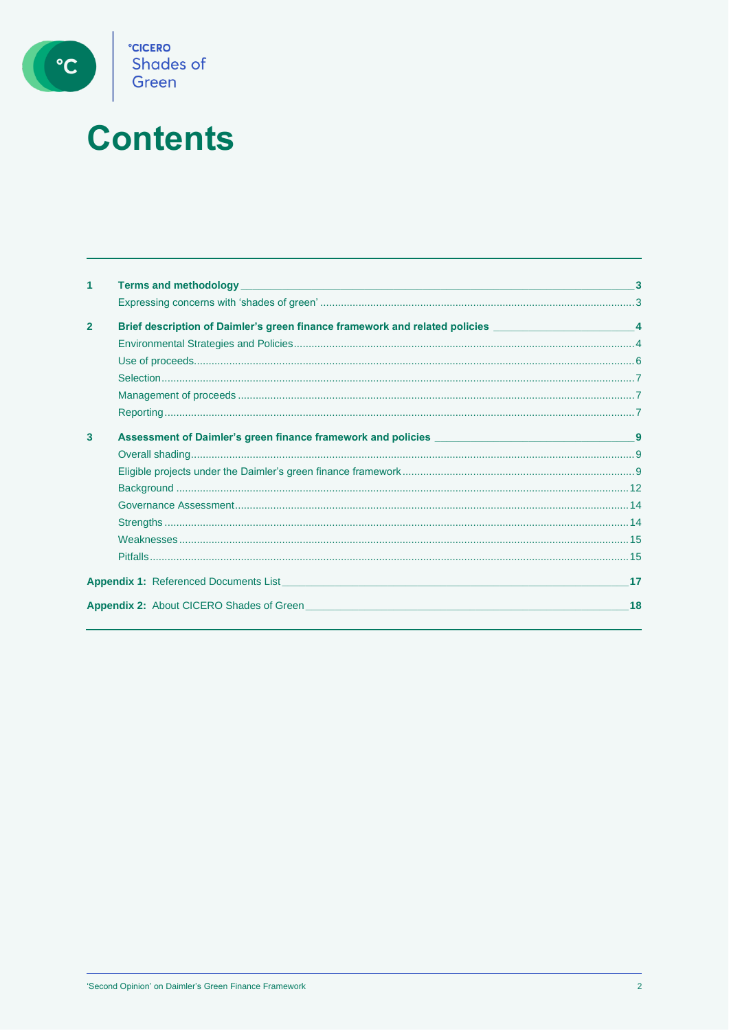# Contents

| | | |
|---|---|---|
| **1** | **Terms and methodology** | **3** |
| | Expressing concerns with 'shades of green' | 3 |
| **2** | **Brief description of Daimler's green finance framework and related policies** | **4** |
| | Environmental Strategies and Policies | 4 |
| | Use of proceeds | 6 |
| | Selection | 7 |
| | Management of proceeds | 7 |
| | Reporting | 7 |
| **3** | **Assessment of Daimler's green finance framework and policies** | **9** |
| | Overall shading | 9 |
| | Eligible projects under the Daimler's green finance framework | 9 |
| | Background | 12 |
| | Governance Assessment | 14 |
| | Strengths | 14 |
| | Weaknesses | 15 |
| | Pitfalls | 15 |
| **Appendix 1:** | Referenced Documents List | **17** |
| **Appendix 2:** | About CICERO Shades of Green | **18** |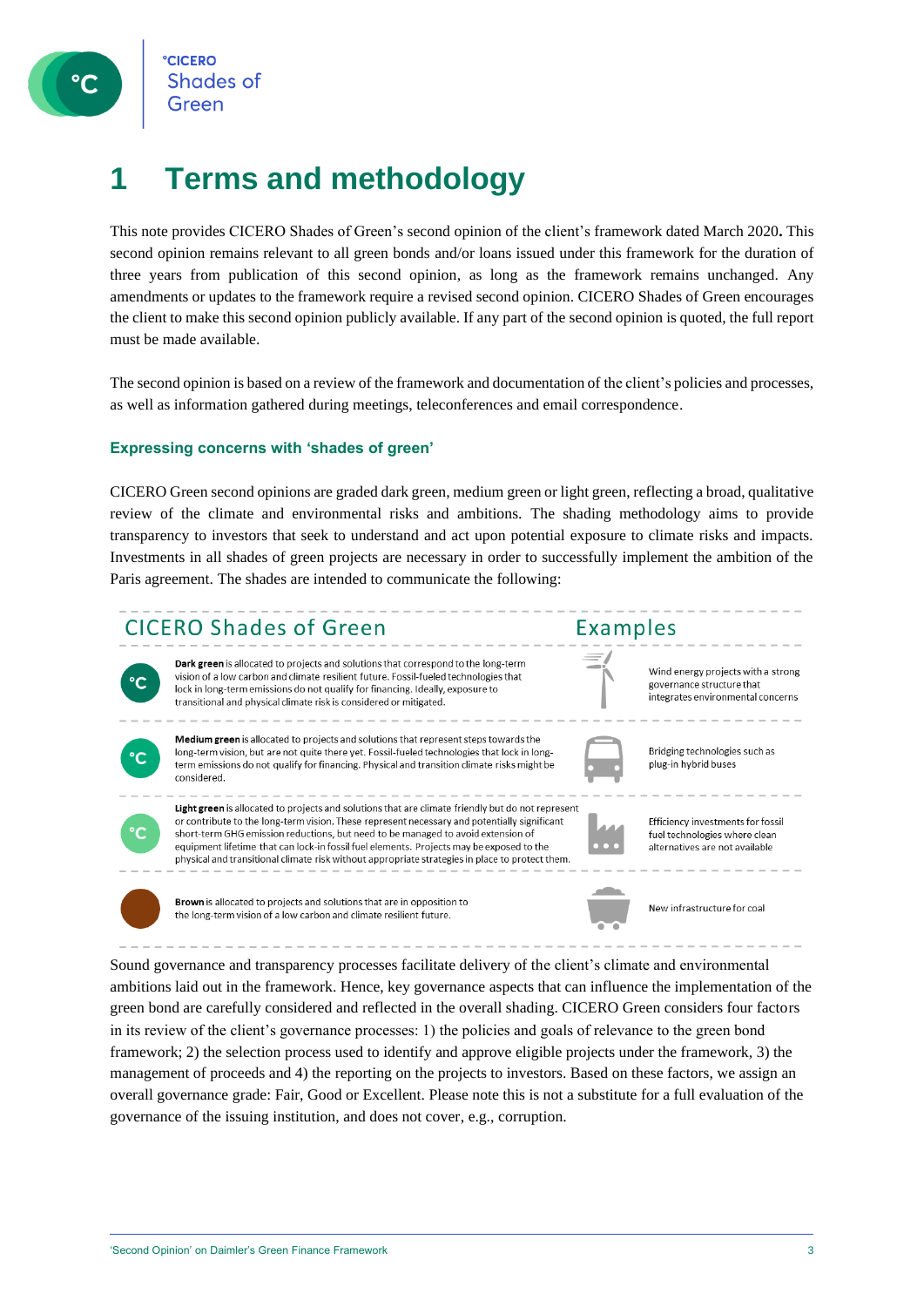# 1 Terms and methodology

This note provides CICERO Shades of Green's second opinion of the client's framework dated March 2020**.** This second opinion remains relevant to all green bonds and/or loans issued under this framework for the duration of three years from publication of this second opinion, as long as the framework remains unchanged. Any amendments or updates to the framework require a revised second opinion. CICERO Shades of Green encourages the client to make this second opinion publicly available. If any part of the second opinion is quoted, the full report must be made available.

The second opinion is based on a review of the framework and documentation of the client's policies and processes, as well as information gathered during meetings, teleconferences and email correspondence.

### Expressing concerns with 'shades of green'

CICERO Green second opinions are graded dark green, medium green or light green, reflecting a broad, qualitative review of the climate and environmental risks and ambitions. The shading methodology aims to provide transparency to investors that seek to understand and act upon potential exposure to climate risks and impacts. Investments in all shades of green projects are necessary in order to successfully implement the ambition of the Paris agreement. The shades are intended to communicate the following:

| CICERO Shades of Green | Examples |
| --- | --- |
| **Dark green** is allocated to projects and solutions that correspond to the long-term vision of a low carbon and climate resilient future. Fossil-fueled technologies that lock in long-term emissions do not qualify for financing. Ideally, exposure to transitional and physical climate risk is considered or mitigated. | Wind energy projects with a strong governance structure that integrates environmental concerns |
| **Medium green** is allocated to projects and solutions that represent steps towards the long-term vision, but are not quite there yet. Fossil-fueled technologies that lock in long-term emissions do not qualify for financing. Physical and transition climate risks might be considered. | Bridging technologies such as plug-in hybrid buses |
| **Light green** is allocated to projects and solutions that are climate friendly but do not represent or contribute to the long-term vision. These represent necessary and potentially significant short-term GHG emission reductions, but need to be managed to avoid extension of equipment lifetime that can lock-in fossil fuel elements. Projects may be exposed to the physical and transitional climate risk without appropriate strategies in place to protect them. | Efficiency investments for fossil fuel technologies where clean alternatives are not available |
| **Brown** is allocated to projects and solutions that are in opposition to the long-term vision of a low carbon and climate resilient future. | New infrastructure for coal |

Sound governance and transparency processes facilitate delivery of the client's climate and environmental ambitions laid out in the framework. Hence, key governance aspects that can influence the implementation of the green bond are carefully considered and reflected in the overall shading. CICERO Green considers four factors in its review of the client's governance processes: 1) the policies and goals of relevance to the green bond framework; 2) the selection process used to identify and approve eligible projects under the framework, 3) the management of proceeds and 4) the reporting on the projects to investors. Based on these factors, we assign an overall governance grade: Fair, Good or Excellent. Please note this is not a substitute for a full evaluation of the governance of the issuing institution, and does not cover, e.g., corruption.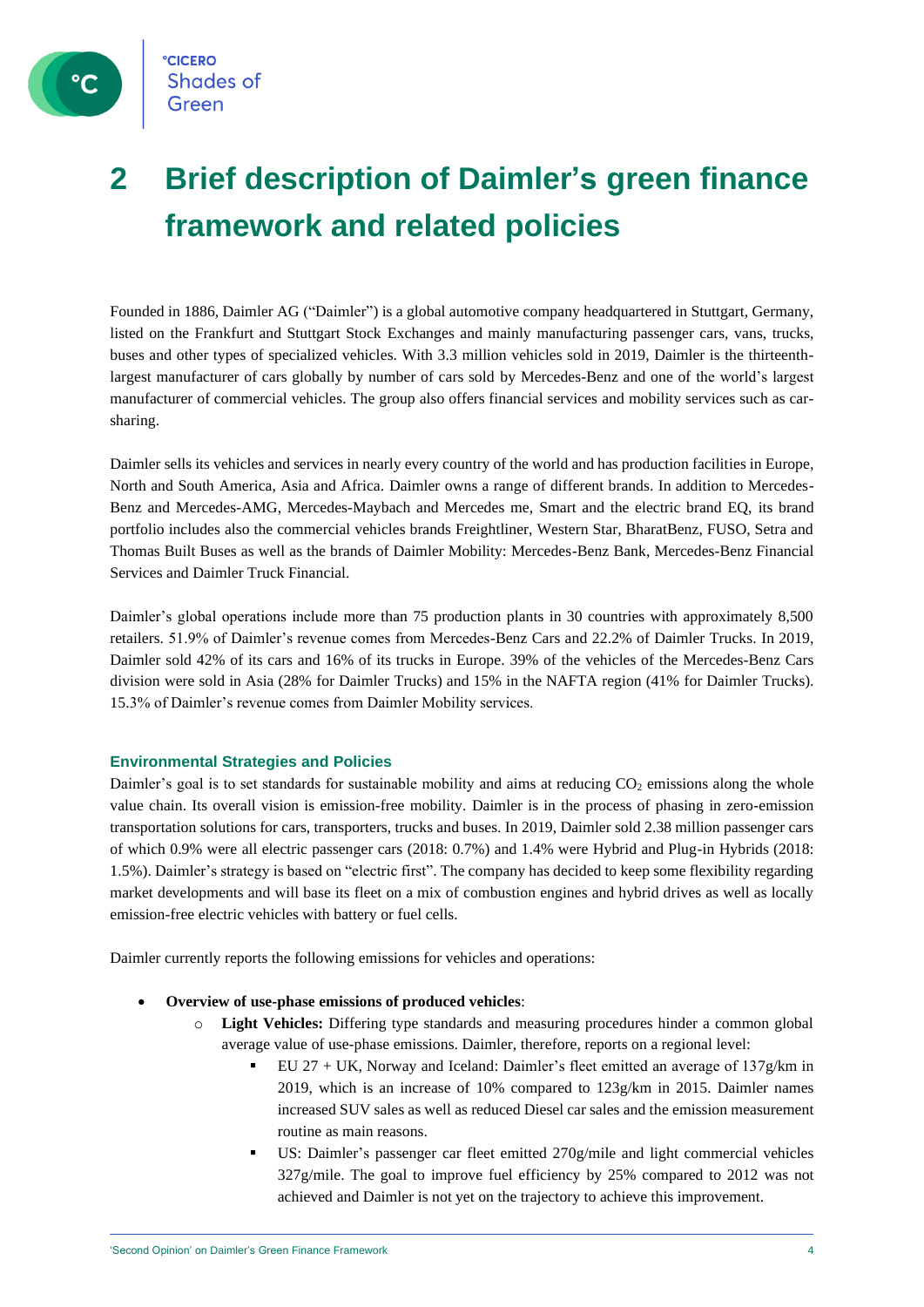# 2 Brief description of Daimler's green finance framework and related policies

Founded in 1886, Daimler AG ("Daimler") is a global automotive company headquartered in Stuttgart, Germany, listed on the Frankfurt and Stuttgart Stock Exchanges and mainly manufacturing passenger cars, vans, trucks, buses and other types of specialized vehicles. With 3.3 million vehicles sold in 2019, Daimler is the thirteenth-largest manufacturer of cars globally by number of cars sold by Mercedes-Benz and one of the world's largest manufacturer of commercial vehicles. The group also offers financial services and mobility services such as car-sharing.

Daimler sells its vehicles and services in nearly every country of the world and has production facilities in Europe, North and South America, Asia and Africa. Daimler owns a range of different brands. In addition to Mercedes-Benz and Mercedes-AMG, Mercedes-Maybach and Mercedes me, Smart and the electric brand EQ, its brand portfolio includes also the commercial vehicles brands Freightliner, Western Star, BharatBenz, FUSO, Setra and Thomas Built Buses as well as the brands of Daimler Mobility: Mercedes-Benz Bank, Mercedes-Benz Financial Services and Daimler Truck Financial.

Daimler's global operations include more than 75 production plants in 30 countries with approximately 8,500 retailers. 51.9% of Daimler's revenue comes from Mercedes-Benz Cars and 22.2% of Daimler Trucks. In 2019, Daimler sold 42% of its cars and 16% of its trucks in Europe. 39% of the vehicles of the Mercedes-Benz Cars division were sold in Asia (28% for Daimler Trucks) and 15% in the NAFTA region (41% for Daimler Trucks). 15.3% of Daimler's revenue comes from Daimler Mobility services.

### Environmental Strategies and Policies

Daimler's goal is to set standards for sustainable mobility and aims at reducing $CO_2$ emissions along the whole value chain. Its overall vision is emission-free mobility. Daimler is in the process of phasing in zero-emission transportation solutions for cars, transporters, trucks and buses. In 2019, Daimler sold 2.38 million passenger cars of which 0.9% were all electric passenger cars (2018: 0.7%) and 1.4% were Hybrid and Plug-in Hybrids (2018: 1.5%). Daimler's strategy is based on "electric first". The company has decided to keep some flexibility regarding market developments and will base its fleet on a mix of combustion engines and hybrid drives as well as locally emission-free electric vehicles with battery or fuel cells.

Daimler currently reports the following emissions for vehicles and operations:

- **Overview of use-phase emissions of produced vehicles**:
  - **Light Vehicles:** Differing type standards and measuring procedures hinder a common global average value of use-phase emissions. Daimler, therefore, reports on a regional level:
    - EU 27 + UK, Norway and Iceland: Daimler's fleet emitted an average of 137g/km in 2019, which is an increase of 10% compared to 123g/km in 2015. Daimler names increased SUV sales as well as reduced Diesel car sales and the emission measurement routine as main reasons.
    - US: Daimler's passenger car fleet emitted 270g/mile and light commercial vehicles 327g/mile. The goal to improve fuel efficiency by 25% compared to 2012 was not achieved and Daimler is not yet on the trajectory to achieve this improvement.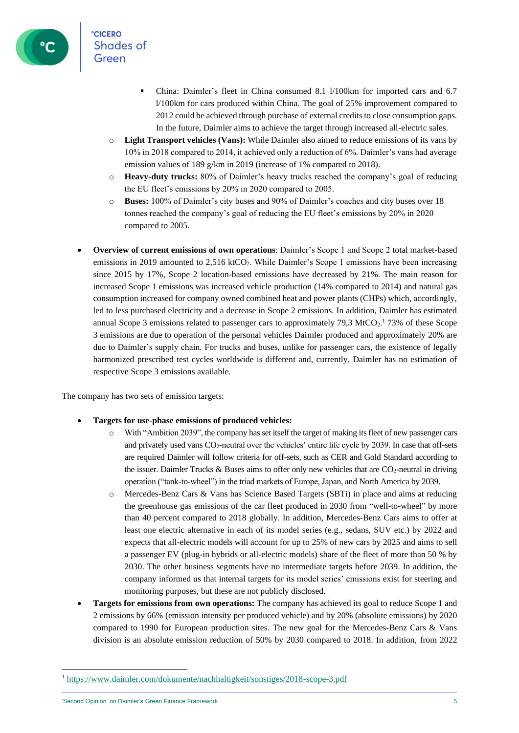- China: Daimler's fleet in China consumed 8.1 l/100km for imported cars and 6.7 l/100km for cars produced within China. The goal of 25% improvement compared to 2012 could be achieved through purchase of external credits to close consumption gaps. In the future, Daimler aims to achieve the target through increased all-electric sales.
    - **Light Transport vehicles (Vans):** While Daimler also aimed to reduce emissions of its vans by 10% in 2018 compared to 2014, it achieved only a reduction of 6%. Daimler's vans had average emission values of 189 g/km in 2019 (increase of 1% compared to 2018).
    - **Heavy-duty trucks:** 80% of Daimler's heavy trucks reached the company's goal of reducing the EU fleet's emissions by 20% in 2020 compared to 2005.
    - **Buses:** 100% of Daimler's city buses and 90% of Daimler's coaches and city buses over 18 tonnes reached the company's goal of reducing the EU fleet's emissions by 20% in 2020 compared to 2005.

- **Overview of current emissions of own operations**: Daimler's Scope 1 and Scope 2 total market-based emissions in 2019 amounted to 2,516 kt$CO_2$. While Daimler's Scope 1 emissions have been increasing since 2015 by 17%, Scope 2 location-based emissions have decreased by 21%. The main reason for increased Scope 1 emissions was increased vehicle production (14% compared to 2014) and natural gas consumption increased for company owned combined heat and power plants (CHPs) which, accordingly, led to less purchased electricity and a decrease in Scope 2 emissions. In addition, Daimler has estimated annual Scope 3 emissions related to passenger cars to approximately 79,3 Mt$CO_2$.[1] 73% of these Scope 3 emissions are due to operation of the personal vehicles Daimler produced and approximately 20% are due to Daimler's supply chain. For trucks and buses, unlike for passenger cars, the existence of legally harmonized prescribed test cycles worldwide is different and, currently, Daimler has no estimation of respective Scope 3 emissions available.

The company has two sets of emission targets:

- **Targets for use-phase emissions of produced vehicles:**
    - With "Ambition 2039", the company has set itself the target of making its fleet of new passenger cars and privately used vans $CO_2$-neutral over the vehicles' entire life cycle by 2039. In case that off-sets are required Daimler will follow criteria for off-sets, such as CER and Gold Standard according to the issuer. Daimler Trucks & Buses aims to offer only new vehicles that are $CO_2$-neutral in driving operation ("tank-to-wheel") in the triad markets of Europe, Japan, and North America by 2039.
    - Mercedes-Benz Cars & Vans has Science Based Targets (SBTi) in place and aims at reducing the greenhouse gas emissions of the car fleet produced in 2030 from "well-to-wheel" by more than 40 percent compared to 2018 globally. In addition, Mercedes-Benz Cars aims to offer at least one electric alternative in each of its model series (e.g., sedans, SUV etc.) by 2022 and expects that all-electric models will account for up to 25% of new cars by 2025 and aims to sell a passenger EV (plug-in hybrids or all-electric models) share of the fleet of more than 50 % by 2030. The other business segments have no intermediate targets before 2039. In addition, the company informed us that internal targets for its model series' emissions exist for steering and monitoring purposes, but these are not publicly disclosed.
- **Targets for emissions from own operations:** The company has achieved its goal to reduce Scope 1 and 2 emissions by 66% (emission intensity per produced vehicle) and by 20% (absolute emissions) by 2020 compared to 1990 for European production sites. The new goal for the Mercedes-Benz Cars & Vans division is an absolute emission reduction of 50% by 2030 compared to 2018. In addition, from 2022

[1] https://www.daimler.com/dokumente/nachhaltigkeit/sonstiges/2018-scope-3.pdf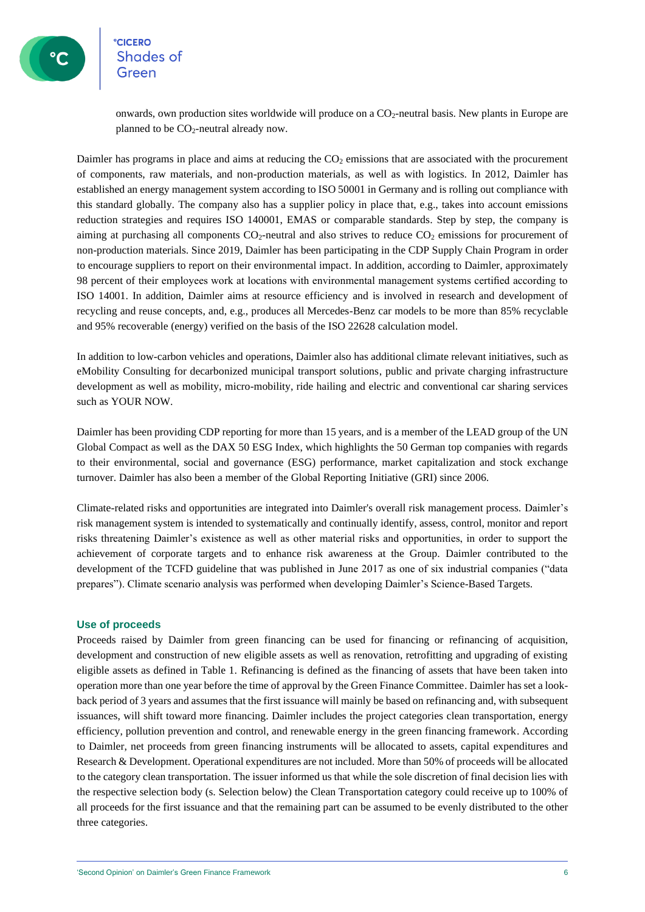onwards, own production sites worldwide will produce on a $CO_2$-neutral basis. New plants in Europe are planned to be $CO_2$-neutral already now.

Daimler has programs in place and aims at reducing the $CO_2$ emissions that are associated with the procurement of components, raw materials, and non-production materials, as well as with logistics. In 2012, Daimler has established an energy management system according to ISO 50001 in Germany and is rolling out compliance with this standard globally. The company also has a supplier policy in place that, e.g., takes into account emissions reduction strategies and requires ISO 140001, EMAS or comparable standards. Step by step, the company is aiming at purchasing all components $CO_2$-neutral and also strives to reduce $CO_2$ emissions for procurement of non-production materials. Since 2019, Daimler has been participating in the CDP Supply Chain Program in order to encourage suppliers to report on their environmental impact. In addition, according to Daimler, approximately 98 percent of their employees work at locations with environmental management systems certified according to ISO 14001. In addition, Daimler aims at resource efficiency and is involved in research and development of recycling and reuse concepts, and, e.g., produces all Mercedes-Benz car models to be more than 85% recyclable and 95% recoverable (energy) verified on the basis of the ISO 22628 calculation model.

In addition to low-carbon vehicles and operations, Daimler also has additional climate relevant initiatives, such as eMobility Consulting for decarbonized municipal transport solutions, public and private charging infrastructure development as well as mobility, micro-mobility, ride hailing and electric and conventional car sharing services such as YOUR NOW.

Daimler has been providing CDP reporting for more than 15 years, and is a member of the LEAD group of the UN Global Compact as well as the DAX 50 ESG Index, which highlights the 50 German top companies with regards to their environmental, social and governance (ESG) performance, market capitalization and stock exchange turnover. Daimler has also been a member of the Global Reporting Initiative (GRI) since 2006.

Climate-related risks and opportunities are integrated into Daimler's overall risk management process. Daimler's risk management system is intended to systematically and continually identify, assess, control, monitor and report risks threatening Daimler's existence as well as other material risks and opportunities, in order to support the achievement of corporate targets and to enhance risk awareness at the Group. Daimler contributed to the development of the TCFD guideline that was published in June 2017 as one of six industrial companies ("data prepares"). Climate scenario analysis was performed when developing Daimler's Science-Based Targets.

## Use of proceeds

Proceeds raised by Daimler from green financing can be used for financing or refinancing of acquisition, development and construction of new eligible assets as well as renovation, retrofitting and upgrading of existing eligible assets as defined in Table 1. Refinancing is defined as the financing of assets that have been taken into operation more than one year before the time of approval by the Green Finance Committee. Daimler has set a look-back period of 3 years and assumes that the first issuance will mainly be based on refinancing and, with subsequent issuances, will shift toward more financing. Daimler includes the project categories clean transportation, energy efficiency, pollution prevention and control, and renewable energy in the green financing framework. According to Daimler, net proceeds from green financing instruments will be allocated to assets, capital expenditures and Research & Development. Operational expenditures are not included. More than 50% of proceeds will be allocated to the category clean transportation. The issuer informed us that while the sole discretion of final decision lies with the respective selection body (s. Selection below) the Clean Transportation category could receive up to 100% of all proceeds for the first issuance and that the remaining part can be assumed to be evenly distributed to the other three categories.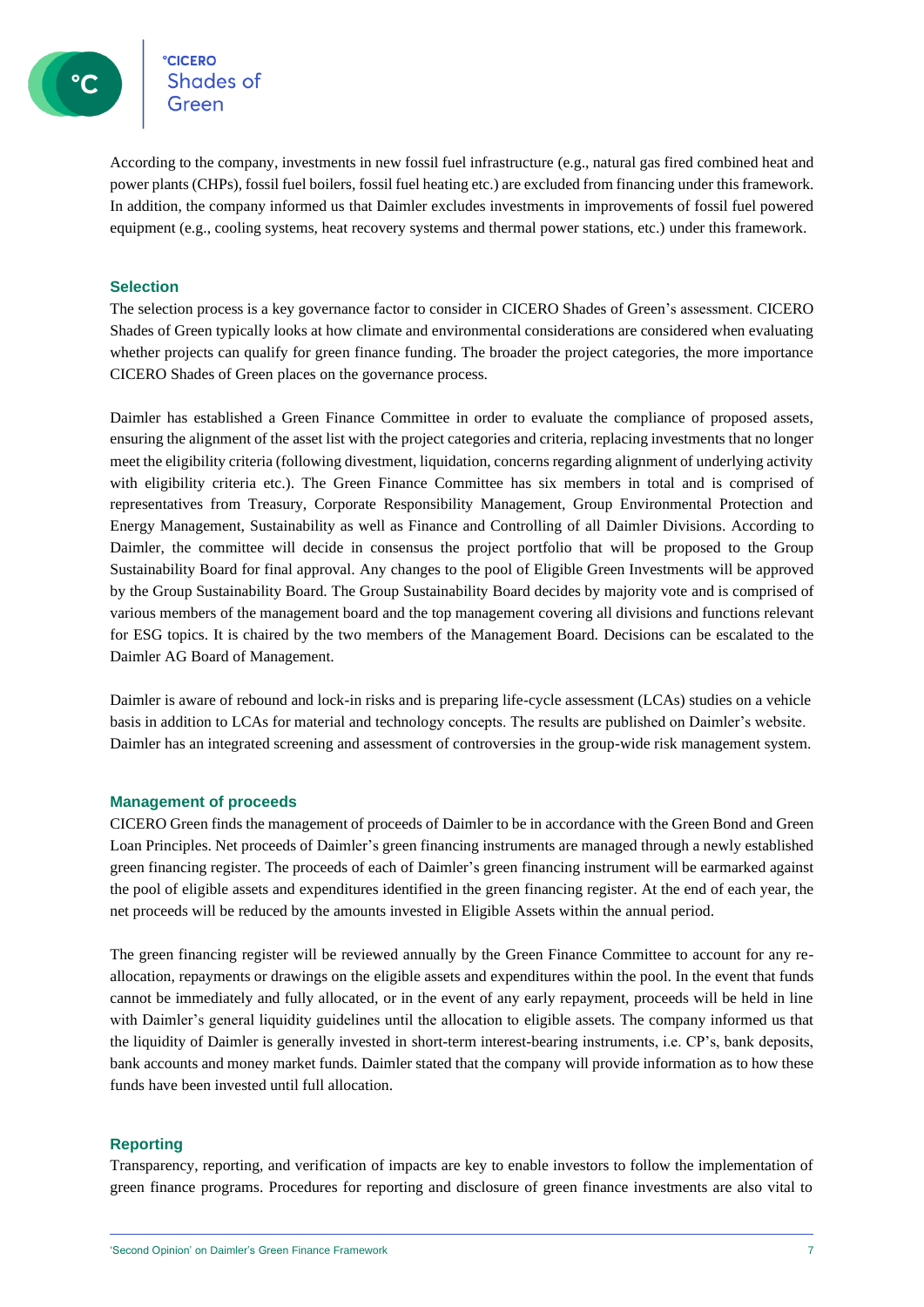According to the company, investments in new fossil fuel infrastructure (e.g., natural gas fired combined heat and power plants (CHPs), fossil fuel boilers, fossil fuel heating etc.) are excluded from financing under this framework. In addition, the company informed us that Daimler excludes investments in improvements of fossil fuel powered equipment (e.g., cooling systems, heat recovery systems and thermal power stations, etc.) under this framework.

### Selection

The selection process is a key governance factor to consider in CICERO Shades of Green's assessment. CICERO Shades of Green typically looks at how climate and environmental considerations are considered when evaluating whether projects can qualify for green finance funding. The broader the project categories, the more importance CICERO Shades of Green places on the governance process.

Daimler has established a Green Finance Committee in order to evaluate the compliance of proposed assets, ensuring the alignment of the asset list with the project categories and criteria, replacing investments that no longer meet the eligibility criteria (following divestment, liquidation, concerns regarding alignment of underlying activity with eligibility criteria etc.). The Green Finance Committee has six members in total and is comprised of representatives from Treasury, Corporate Responsibility Management, Group Environmental Protection and Energy Management, Sustainability as well as Finance and Controlling of all Daimler Divisions. According to Daimler, the committee will decide in consensus the project portfolio that will be proposed to the Group Sustainability Board for final approval. Any changes to the pool of Eligible Green Investments will be approved by the Group Sustainability Board. The Group Sustainability Board decides by majority vote and is comprised of various members of the management board and the top management covering all divisions and functions relevant for ESG topics. It is chaired by the two members of the Management Board. Decisions can be escalated to the Daimler AG Board of Management.

Daimler is aware of rebound and lock-in risks and is preparing life-cycle assessment (LCAs) studies on a vehicle basis in addition to LCAs for material and technology concepts. The results are published on Daimler's website. Daimler has an integrated screening and assessment of controversies in the group-wide risk management system.

### Management of proceeds

CICERO Green finds the management of proceeds of Daimler to be in accordance with the Green Bond and Green Loan Principles. Net proceeds of Daimler's green financing instruments are managed through a newly established green financing register. The proceeds of each of Daimler's green financing instrument will be earmarked against the pool of eligible assets and expenditures identified in the green financing register. At the end of each year, the net proceeds will be reduced by the amounts invested in Eligible Assets within the annual period.

The green financing register will be reviewed annually by the Green Finance Committee to account for any re-allocation, repayments or drawings on the eligible assets and expenditures within the pool. In the event that funds cannot be immediately and fully allocated, or in the event of any early repayment, proceeds will be held in line with Daimler's general liquidity guidelines until the allocation to eligible assets. The company informed us that the liquidity of Daimler is generally invested in short-term interest-bearing instruments, i.e. CP's, bank deposits, bank accounts and money market funds. Daimler stated that the company will provide information as to how these funds have been invested until full allocation.

### Reporting

Transparency, reporting, and verification of impacts are key to enable investors to follow the implementation of green finance programs. Procedures for reporting and disclosure of green finance investments are also vital to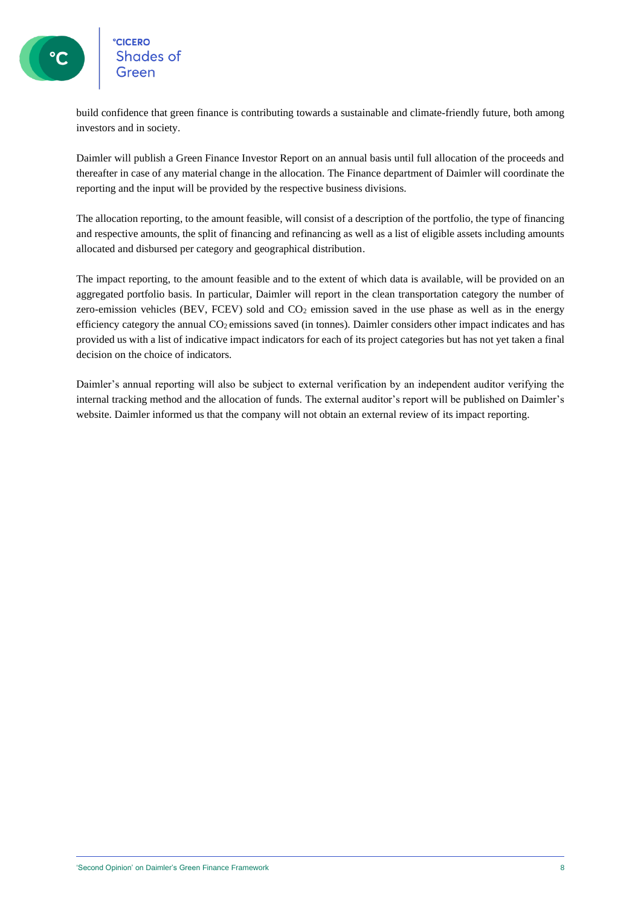build confidence that green finance is contributing towards a sustainable and climate-friendly future, both among investors and in society.

Daimler will publish a Green Finance Investor Report on an annual basis until full allocation of the proceeds and thereafter in case of any material change in the allocation. The Finance department of Daimler will coordinate the reporting and the input will be provided by the respective business divisions.

The allocation reporting, to the amount feasible, will consist of a description of the portfolio, the type of financing and respective amounts, the split of financing and refinancing as well as a list of eligible assets including amounts allocated and disbursed per category and geographical distribution.

The impact reporting, to the amount feasible and to the extent of which data is available, will be provided on an aggregated portfolio basis. In particular, Daimler will report in the clean transportation category the number of zero-emission vehicles (BEV, FCEV) sold and $CO_2$ emission saved in the use phase as well as in the energy efficiency category the annual $CO_2$ emissions saved (in tonnes). Daimler considers other impact indicates and has provided us with a list of indicative impact indicators for each of its project categories but has not yet taken a final decision on the choice of indicators.

Daimler's annual reporting will also be subject to external verification by an independent auditor verifying the internal tracking method and the allocation of funds. The external auditor's report will be published on Daimler's website. Daimler informed us that the company will not obtain an external review of its impact reporting.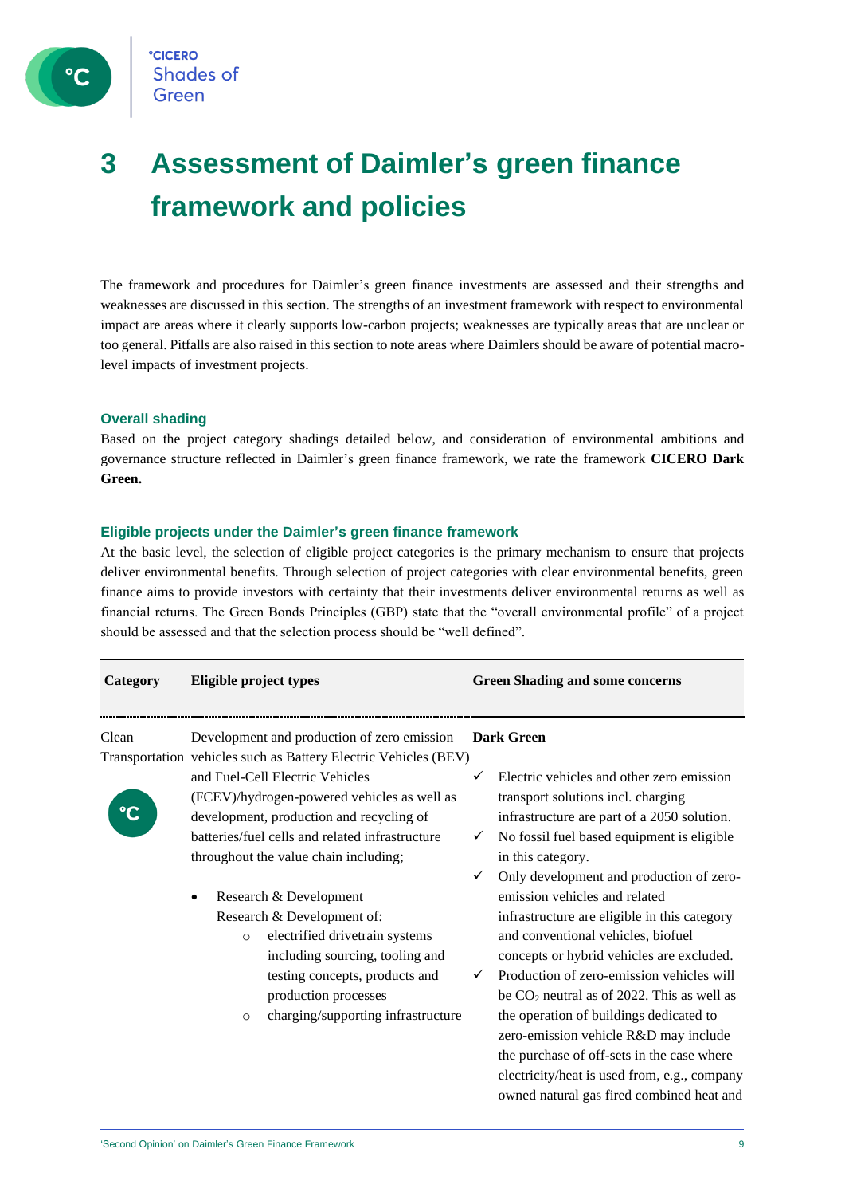# 3 Assessment of Daimler's green finance framework and policies

The framework and procedures for Daimler's green finance investments are assessed and their strengths and weaknesses are discussed in this section. The strengths of an investment framework with respect to environmental impact are areas where it clearly supports low-carbon projects; weaknesses are typically areas that are unclear or too general. Pitfalls are also raised in this section to note areas where Daimlers should be aware of potential macro-level impacts of investment projects.

### Overall shading

Based on the project category shadings detailed below, and consideration of environmental ambitions and governance structure reflected in Daimler's green finance framework, we rate the framework **CICERO Dark Green.**

### Eligible projects under the Daimler's green finance framework

At the basic level, the selection of eligible project categories is the primary mechanism to ensure that projects deliver environmental benefits. Through selection of project categories with clear environmental benefits, green finance aims to provide investors with certainty that their investments deliver environmental returns as well as financial returns. The Green Bonds Principles (GBP) state that the "overall environmental profile" of a project should be assessed and that the selection process should be "well defined".

| **Category** | **Eligible project types** | **Green Shading and some concerns** |
|---|---|---|
| Clean Transportation | Development and production of zero emission vehicles such as Battery Electric Vehicles (BEV) and Fuel-Cell Electric Vehicles (FCEV)/hydrogen-powered vehicles as well as development, production and recycling of batteries/fuel cells and related infrastructure throughout the value chain including;<br><br>• Research & Development<br>Research & Development of:<br>○ electrified drivetrain systems including sourcing, tooling and testing concepts, products and production processes<br>○ charging/supporting infrastructure | **Dark Green**<br><br>✓ Electric vehicles and other zero emission transport solutions incl. charging infrastructure are part of a 2050 solution.<br>✓ No fossil fuel based equipment is eligible in this category.<br>✓ Only development and production of zero-emission vehicles and related infrastructure are eligible in this category and conventional vehicles, biofuel concepts or hybrid vehicles are excluded.<br>✓ Production of zero-emission vehicles will be $CO_2$ neutral as of 2022. This as well as the operation of buildings dedicated to zero-emission vehicle R&D may include the purchase of off-sets in the case where electricity/heat is used from, e.g., company owned natural gas fired combined heat and |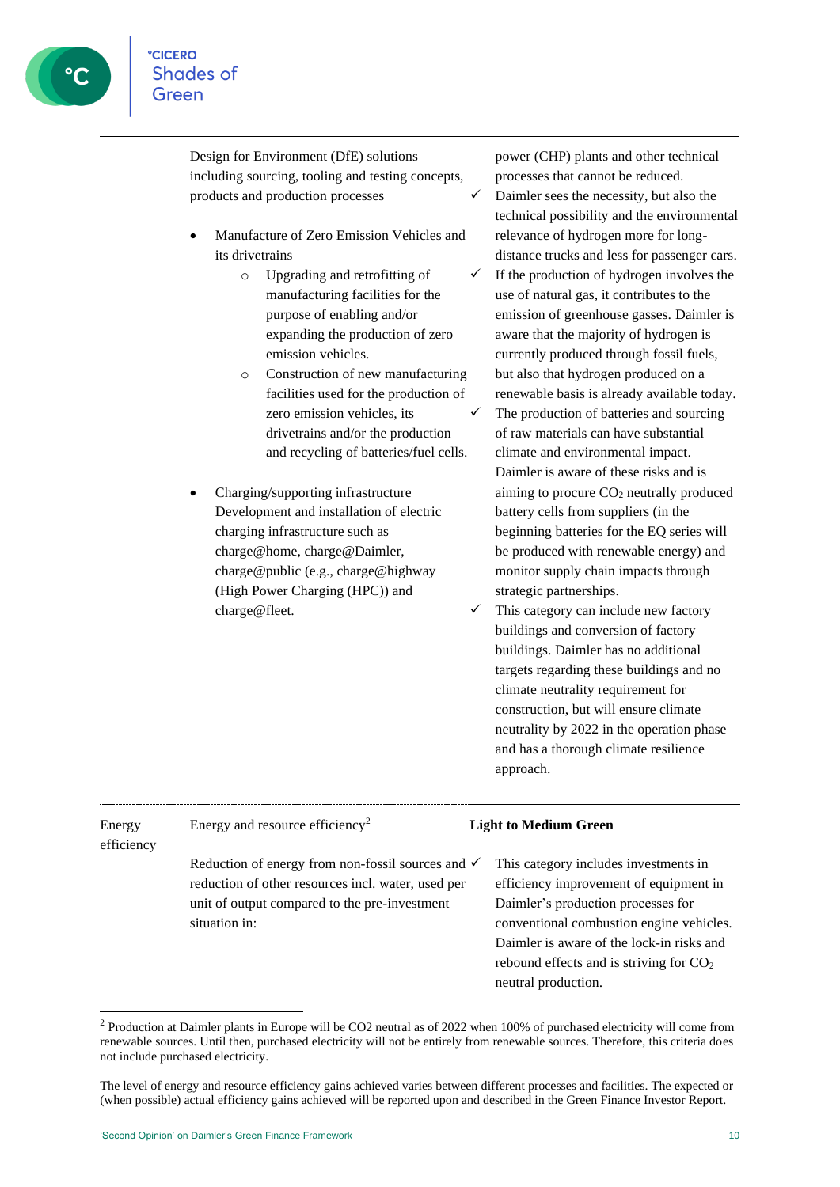| | | | |
|---|---|---|---|
| | Design for Environment (DfE) solutions including sourcing, tooling and testing concepts, products and production processes<br><br>• Manufacture of Zero Emission Vehicles and its drivetrains<br>  ○ Upgrading and retrofitting of manufacturing facilities for the purpose of enabling and/or expanding the production of zero emission vehicles.<br>  ○ Construction of new manufacturing facilities used for the production of zero emission vehicles, its drivetrains and/or the production and recycling of batteries/fuel cells.<br><br>• Charging/supporting infrastructure Development and installation of electric charging infrastructure such as charge@home, charge@Daimler, charge@public (e.g., charge@highway (High Power Charging (HPC)) and charge@fleet. | | power (CHP) plants and other technical processes that cannot be reduced.<br>✓ Daimler sees the necessity, but also the technical possibility and the environmental relevance of hydrogen more for long-distance trucks and less for passenger cars.<br>✓ If the production of hydrogen involves the use of natural gas, it contributes to the emission of greenhouse gasses. Daimler is aware that the majority of hydrogen is currently produced through fossil fuels, but also that hydrogen produced on a renewable basis is already available today.<br>✓ The production of batteries and sourcing of raw materials can have substantial climate and environmental impact. Daimler is aware of these risks and is aiming to procure $CO_2$ neutrally produced battery cells from suppliers (in the beginning batteries for the EQ series will be produced with renewable energy) and monitor supply chain impacts through strategic partnerships.<br>✓ This category can include new factory buildings and conversion of factory buildings. Daimler has no additional targets regarding these buildings and no climate neutrality requirement for construction, but will ensure climate neutrality by 2022 in the operation phase and has a thorough climate resilience approach. |
| Energy efficiency | Energy and resource efficiency[2]<br><br>Reduction of energy from non-fossil sources and reduction of other resources incl. water, used per unit of output compared to the pre-investment situation in: | **Light to Medium Green** | ✓ This category includes investments in efficiency improvement of equipment in Daimler's production processes for conventional combustion engine vehicles. Daimler is aware of the lock-in risks and rebound effects and is striving for $CO_2$ neutral production. |

[2] Production at Daimler plants in Europe will be CO2 neutral as of 2022 when 100% of purchased electricity will come from renewable sources. Until then, purchased electricity will not be entirely from renewable sources. Therefore, this criteria does not include purchased electricity.

The level of energy and resource efficiency gains achieved varies between different processes and facilities. The expected or (when possible) actual efficiency gains achieved will be reported upon and described in the Green Finance Investor Report.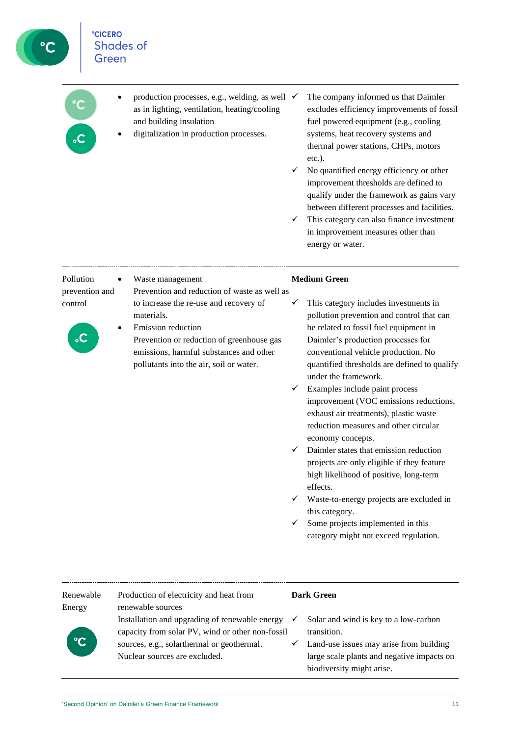| | | |
|---|---|---|
| | • production processes, e.g., welding, as well as in lighting, ventilation, heating/cooling and building insulation<br>• digitalization in production processes. | ✓ The company informed us that Daimler excludes efficiency improvements of fossil fuel powered equipment (e.g., cooling systems, heat recovery systems and thermal power stations, CHPs, motors etc.).<br>✓ No quantified energy efficiency or other improvement thresholds are defined to qualify under the framework as gains vary between different processes and facilities.<br>✓ This category can also finance investment in improvement measures other than energy or water. |
| Pollution prevention and control | • Waste management<br>Prevention and reduction of waste as well as to increase the re-use and recovery of materials.<br>• Emission reduction<br>Prevention or reduction of greenhouse gas emissions, harmful substances and other pollutants into the air, soil or water. | **Medium Green**<br>✓ This category includes investments in pollution prevention and control that can be related to fossil fuel equipment in Daimler's production processes for conventional vehicle production. No quantified thresholds are defined to qualify under the framework.<br>✓ Examples include paint process improvement (VOC emissions reductions, exhaust air treatments), plastic waste reduction measures and other circular economy concepts.<br>✓ Daimler states that emission reduction projects are only eligible if they feature high likelihood of positive, long-term effects.<br>✓ Waste-to-energy projects are excluded in this category.<br>✓ Some projects implemented in this category might not exceed regulation. |
| Renewable Energy | Production of electricity and heat from renewable sources<br>Installation and upgrading of renewable energy capacity from solar PV, wind or other non-fossil sources, e.g., solarthermal or geothermal. Nuclear sources are excluded. | **Dark Green**<br>✓ Solar and wind is key to a low-carbon transition.<br>✓ Land-use issues may arise from building large scale plants and negative impacts on biodiversity might arise. |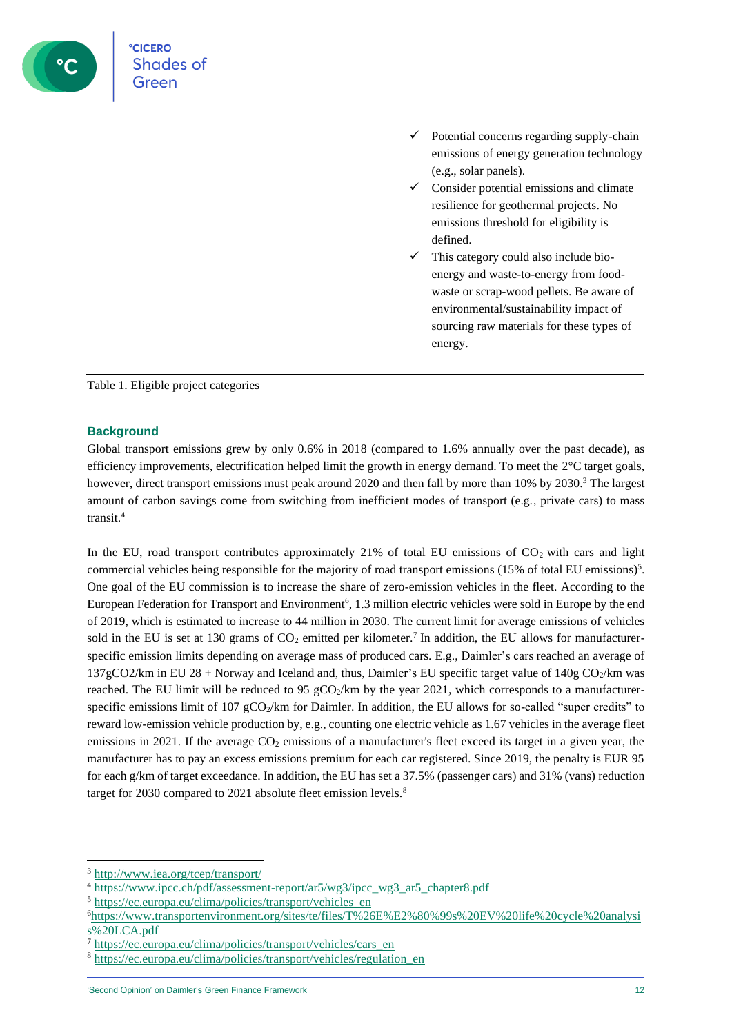| | |
|---|---|
| | ✓ Potential concerns regarding supply-chain emissions of energy generation technology (e.g., solar panels).<br>✓ Consider potential emissions and climate resilience for geothermal projects. No emissions threshold for eligibility is defined.<br>✓ This category could also include bio-energy and waste-to-energy from food-waste or scrap-wood pellets. Be aware of environmental/sustainability impact of sourcing raw materials for these types of energy. |

Table 1. Eligible project categories

## Background

Global transport emissions grew by only 0.6% in 2018 (compared to 1.6% annually over the past decade), as efficiency improvements, electrification helped limit the growth in energy demand. To meet the 2°C target goals, however, direct transport emissions must peak around 2020 and then fall by more than 10% by 2030.[3] The largest amount of carbon savings come from switching from inefficient modes of transport (e.g., private cars) to mass transit.[4]

In the EU, road transport contributes approximately 21% of total EU emissions of $CO_2$ with cars and light commercial vehicles being responsible for the majority of road transport emissions (15% of total EU emissions)[5]. One goal of the EU commission is to increase the share of zero-emission vehicles in the fleet. According to the European Federation for Transport and Environment[6], 1.3 million electric vehicles were sold in Europe by the end of 2019, which is estimated to increase to 44 million in 2030. The current limit for average emissions of vehicles sold in the EU is set at 130 grams of $CO_2$ emitted per kilometer.[7] In addition, the EU allows for manufacturer-specific emission limits depending on average mass of produced cars. E.g., Daimler's cars reached an average of 137g$CO_2$/km in EU 28 + Norway and Iceland and, thus, Daimler's EU specific target value of 140g $CO_2$/km was reached. The EU limit will be reduced to 95 g$CO_2$/km by the year 2021, which corresponds to a manufacturer-specific emissions limit of 107 g$CO_2$/km for Daimler. In addition, the EU allows for so-called "super credits" to reward low-emission vehicle production by, e.g., counting one electric vehicle as 1.67 vehicles in the average fleet emissions in 2021. If the average $CO_2$ emissions of a manufacturer's fleet exceed its target in a given year, the manufacturer has to pay an excess emissions premium for each car registered. Since 2019, the penalty is EUR 95 for each g/km of target exceedance. In addition, the EU has set a 37.5% (passenger cars) and 31% (vans) reduction target for 2030 compared to 2021 absolute fleet emission levels.[8]

---

[3] http://www.iea.org/tcep/transport/

[4] https://www.ipcc.ch/pdf/assessment-report/ar5/wg3/ipcc_wg3_ar5_chapter8.pdf

[5] https://ec.europa.eu/clima/policies/transport/vehicles_en

[6] https://www.transportenvironment.org/sites/te/files/T%26E%E2%80%99s%20EV%20life%20cycle%20analysis%20LCA.pdf

[7] https://ec.europa.eu/clima/policies/transport/vehicles/cars_en

[8] https://ec.europa.eu/clima/policies/transport/vehicles/regulation_en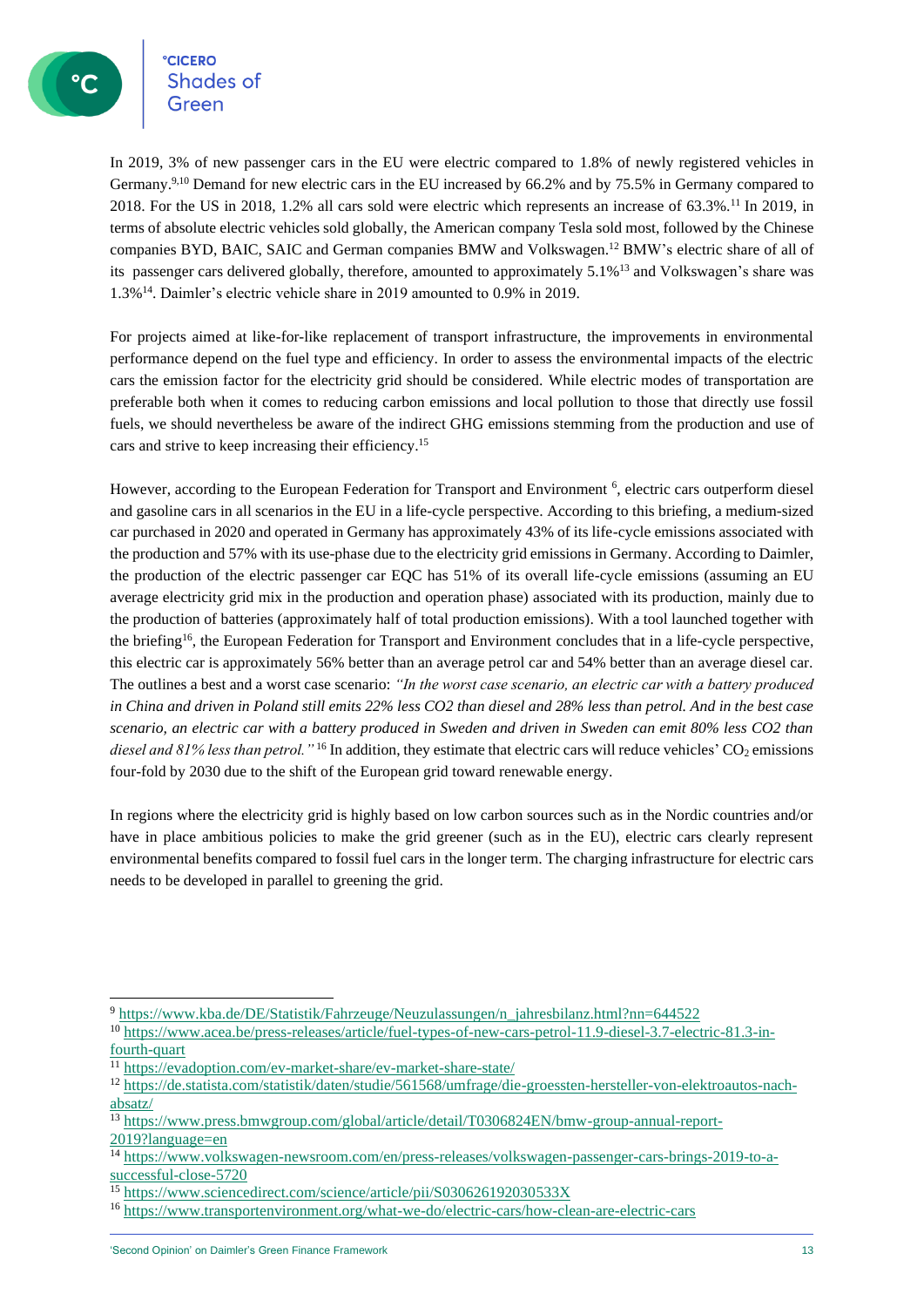In 2019, 3% of new passenger cars in the EU were electric compared to 1.8% of newly registered vehicles in Germany.[9,10] Demand for new electric cars in the EU increased by 66.2% and by 75.5% in Germany compared to 2018. For the US in 2018, 1.2% all cars sold were electric which represents an increase of 63.3%.[11] In 2019, in terms of absolute electric vehicles sold globally, the American company Tesla sold most, followed by the Chinese companies BYD, BAIC, SAIC and German companies BMW and Volkswagen.[12] BMW's electric share of all of its passenger cars delivered globally, therefore, amounted to approximately 5.1%[13] and Volkswagen's share was 1.3%[14]. Daimler's electric vehicle share in 2019 amounted to 0.9% in 2019.

For projects aimed at like-for-like replacement of transport infrastructure, the improvements in environmental performance depend on the fuel type and efficiency. In order to assess the environmental impacts of the electric cars the emission factor for the electricity grid should be considered. While electric modes of transportation are preferable both when it comes to reducing carbon emissions and local pollution to those that directly use fossil fuels, we should nevertheless be aware of the indirect GHG emissions stemming from the production and use of cars and strive to keep increasing their efficiency.[15]

However, according to the European Federation for Transport and Environment [6], electric cars outperform diesel and gasoline cars in all scenarios in the EU in a life-cycle perspective. According to this briefing, a medium-sized car purchased in 2020 and operated in Germany has approximately 43% of its life-cycle emissions associated with the production and 57% with its use-phase due to the electricity grid emissions in Germany. According to Daimler, the production of the electric passenger car EQC has 51% of its overall life-cycle emissions (assuming an EU average electricity grid mix in the production and operation phase) associated with its production, mainly due to the production of batteries (approximately half of total production emissions). With a tool launched together with the briefing[16], the European Federation for Transport and Environment concludes that in a life-cycle perspective, this electric car is approximately 56% better than an average petrol car and 54% better than an average diesel car. The outlines a best and a worst case scenario: *"In the worst case scenario, an electric car with a battery produced in China and driven in Poland still emits 22% less CO2 than diesel and 28% less than petrol. And in the best case scenario, an electric car with a battery produced in Sweden and driven in Sweden can emit 80% less CO2 than diesel and 81% less than petrol."* [16] In addition, they estimate that electric cars will reduce vehicles' $CO_2$ emissions four-fold by 2030 due to the shift of the European grid toward renewable energy.

In regions where the electricity grid is highly based on low carbon sources such as in the Nordic countries and/or have in place ambitious policies to make the grid greener (such as in the EU), electric cars clearly represent environmental benefits compared to fossil fuel cars in the longer term. The charging infrastructure for electric cars needs to be developed in parallel to greening the grid.

---

[9] https://www.kba.de/DE/Statistik/Fahrzeuge/Neuzulassungen/n_jahresbilanz.html?nn=644522

[10] https://www.acea.be/press-releases/article/fuel-types-of-new-cars-petrol-11.9-diesel-3.7-electric-81.3-in-fourth-quart

[11] https://evadoption.com/ev-market-share/ev-market-share-state/

[12] https://de.statista.com/statistik/daten/studie/561568/umfrage/die-groessten-hersteller-von-elektroautos-nach-absatz/

[13] https://www.press.bmwgroup.com/global/article/detail/T0306824EN/bmw-group-annual-report-2019?language=en

[14] https://www.volkswagen-newsroom.com/en/press-releases/volkswagen-passenger-cars-brings-2019-to-a-successful-close-5720

[15] https://www.sciencedirect.com/science/article/pii/S030626192030533X

[16] https://www.transportenvironment.org/what-we-do/electric-cars/how-clean-are-electric-cars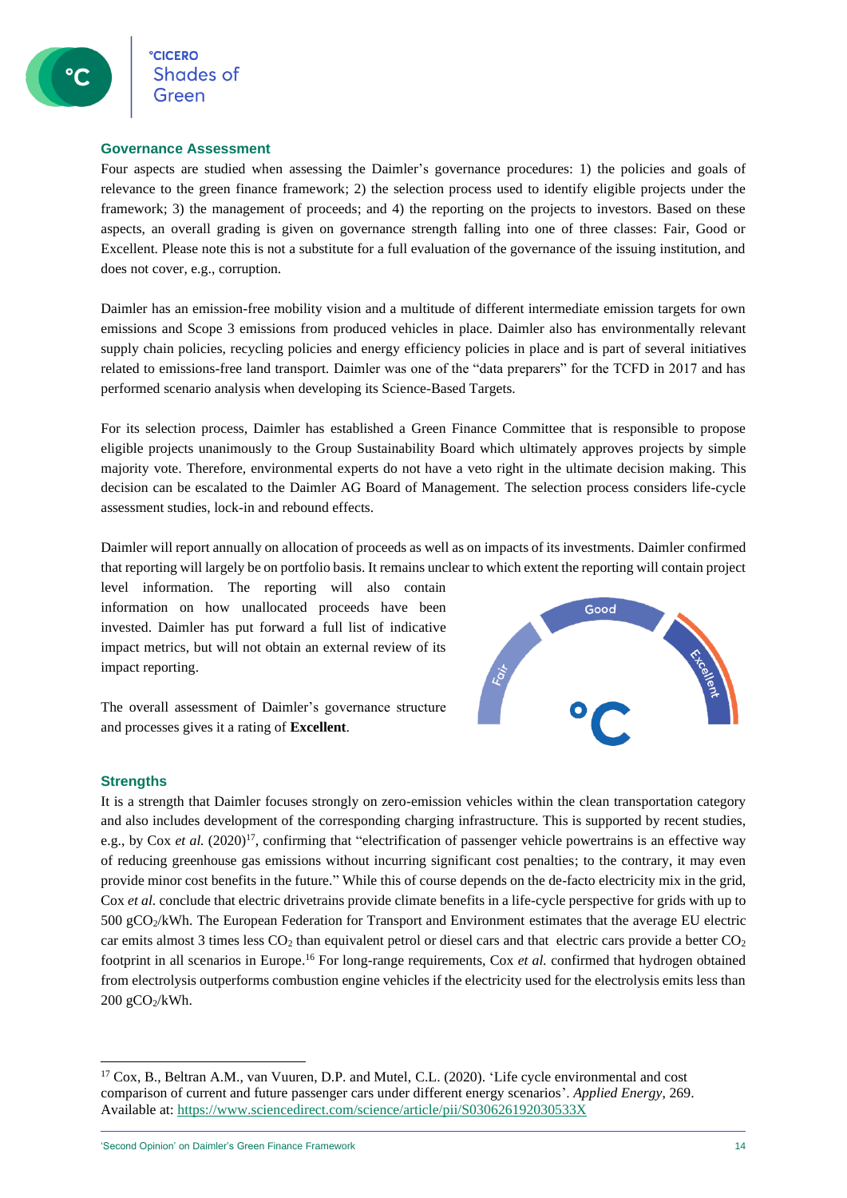## Governance Assessment

Four aspects are studied when assessing the Daimler's governance procedures: 1) the policies and goals of relevance to the green finance framework; 2) the selection process used to identify eligible projects under the framework; 3) the management of proceeds; and 4) the reporting on the projects to investors. Based on these aspects, an overall grading is given on governance strength falling into one of three classes: Fair, Good or Excellent. Please note this is not a substitute for a full evaluation of the governance of the issuing institution, and does not cover, e.g., corruption.

Daimler has an emission-free mobility vision and a multitude of different intermediate emission targets for own emissions and Scope 3 emissions from produced vehicles in place. Daimler also has environmentally relevant supply chain policies, recycling policies and energy efficiency policies in place and is part of several initiatives related to emissions-free land transport. Daimler was one of the "data preparers" for the TCFD in 2017 and has performed scenario analysis when developing its Science-Based Targets.

For its selection process, Daimler has established a Green Finance Committee that is responsible to propose eligible projects unanimously to the Group Sustainability Board which ultimately approves projects by simple majority vote. Therefore, environmental experts do not have a veto right in the ultimate decision making. This decision can be escalated to the Daimler AG Board of Management. The selection process considers life-cycle assessment studies, lock-in and rebound effects.

Daimler will report annually on allocation of proceeds as well as on impacts of its investments. Daimler confirmed that reporting will largely be on portfolio basis. It remains unclear to which extent the reporting will contain project level information. The reporting will also contain information on how unallocated proceeds have been invested. Daimler has put forward a full list of indicative impact metrics, but will not obtain an external review of its impact reporting.

The overall assessment of Daimler's governance structure and processes gives it a rating of **Excellent**.

Fair
Good
Excellent
°C

## Strengths

It is a strength that Daimler focuses strongly on zero-emission vehicles within the clean transportation category and also includes development of the corresponding charging infrastructure. This is supported by recent studies, e.g., by Cox *et al.* (2020)[17], confirming that "electrification of passenger vehicle powertrains is an effective way of reducing greenhouse gas emissions without incurring significant cost penalties; to the contrary, it may even provide minor cost benefits in the future." While this of course depends on the de-facto electricity mix in the grid, Cox *et al.* conclude that electric drivetrains provide climate benefits in a life-cycle perspective for grids with up to 500 $gCO_2$/kWh. The European Federation for Transport and Environment estimates that the average EU electric car emits almost 3 times less $CO_2$ than equivalent petrol or diesel cars and that electric cars provide a better $CO_2$ footprint in all scenarios in Europe.[16] For long-range requirements, Cox *et al.* confirmed that hydrogen obtained from electrolysis outperforms combustion engine vehicles if the electricity used for the electrolysis emits less than 200 $gCO_2$/kWh.

---

[17] Cox, B., Beltran A.M., van Vuuren, D.P. and Mutel, C.L. (2020). 'Life cycle environmental and cost comparison of current and future passenger cars under different energy scenarios'. *Applied Energy*, 269. Available at: https://www.sciencedirect.com/science/article/pii/S030626192030533X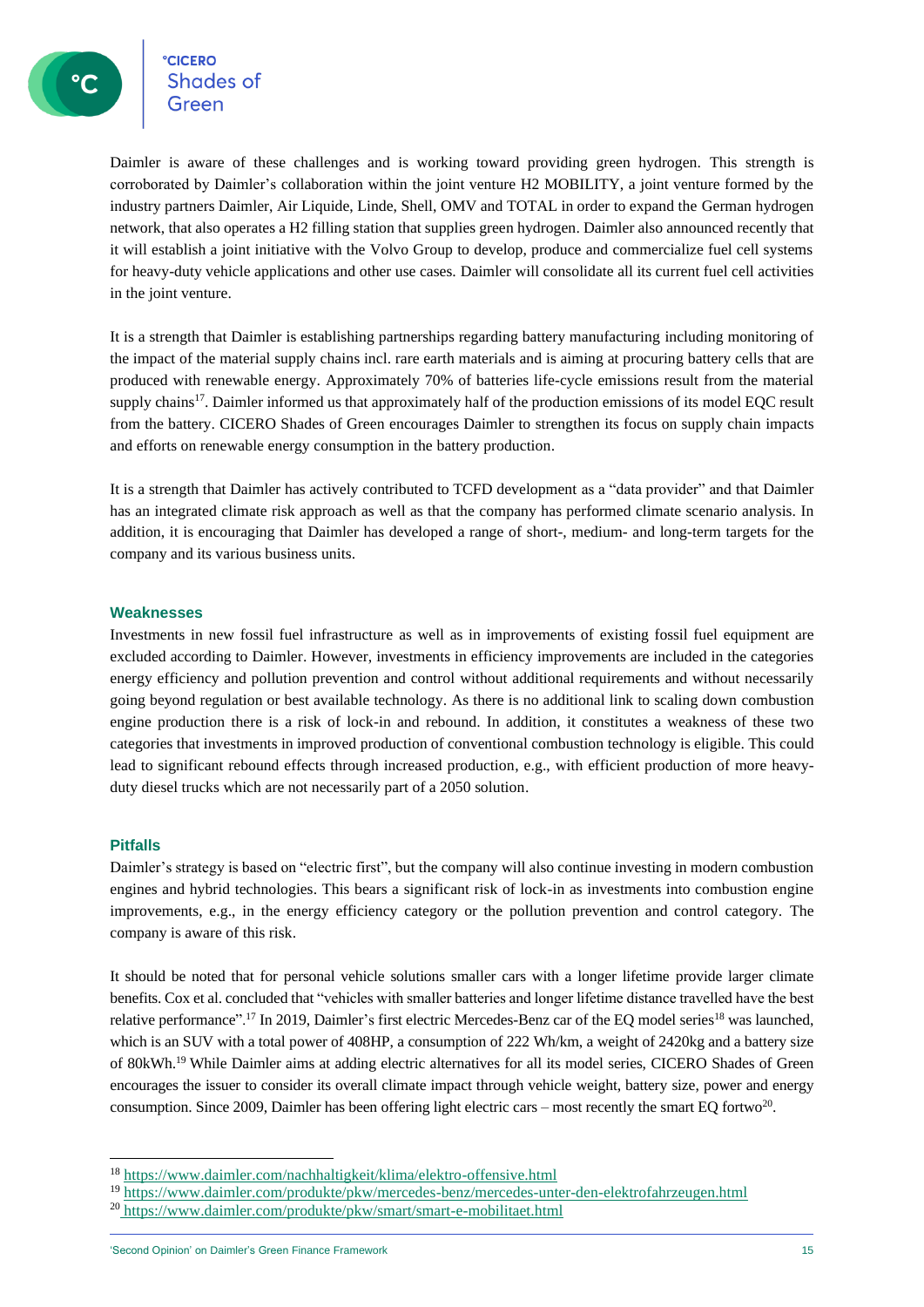Daimler is aware of these challenges and is working toward providing green hydrogen. This strength is corroborated by Daimler's collaboration within the joint venture H2 MOBILITY, a joint venture formed by the industry partners Daimler, Air Liquide, Linde, Shell, OMV and TOTAL in order to expand the German hydrogen network, that also operates a H2 filling station that supplies green hydrogen. Daimler also announced recently that it will establish a joint initiative with the Volvo Group to develop, produce and commercialize fuel cell systems for heavy-duty vehicle applications and other use cases. Daimler will consolidate all its current fuel cell activities in the joint venture.

It is a strength that Daimler is establishing partnerships regarding battery manufacturing including monitoring of the impact of the material supply chains incl. rare earth materials and is aiming at procuring battery cells that are produced with renewable energy. Approximately 70% of batteries life-cycle emissions result from the material supply chains[17]. Daimler informed us that approximately half of the production emissions of its model EQC result from the battery. CICERO Shades of Green encourages Daimler to strengthen its focus on supply chain impacts and efforts on renewable energy consumption in the battery production.

It is a strength that Daimler has actively contributed to TCFD development as a "data provider" and that Daimler has an integrated climate risk approach as well as that the company has performed climate scenario analysis. In addition, it is encouraging that Daimler has developed a range of short-, medium- and long-term targets for the company and its various business units.

### Weaknesses

Investments in new fossil fuel infrastructure as well as in improvements of existing fossil fuel equipment are excluded according to Daimler. However, investments in efficiency improvements are included in the categories energy efficiency and pollution prevention and control without additional requirements and without necessarily going beyond regulation or best available technology. As there is no additional link to scaling down combustion engine production there is a risk of lock-in and rebound. In addition, it constitutes a weakness of these two categories that investments in improved production of conventional combustion technology is eligible. This could lead to significant rebound effects through increased production, e.g., with efficient production of more heavy-duty diesel trucks which are not necessarily part of a 2050 solution.

### Pitfalls

Daimler's strategy is based on "electric first", but the company will also continue investing in modern combustion engines and hybrid technologies. This bears a significant risk of lock-in as investments into combustion engine improvements, e.g., in the energy efficiency category or the pollution prevention and control category. The company is aware of this risk.

It should be noted that for personal vehicle solutions smaller cars with a longer lifetime provide larger climate benefits. Cox et al. concluded that "vehicles with smaller batteries and longer lifetime distance travelled have the best relative performance".[17] In 2019, Daimler's first electric Mercedes-Benz car of the EQ model series[18] was launched, which is an SUV with a total power of 408HP, a consumption of 222 Wh/km, a weight of 2420kg and a battery size of 80kWh.[19] While Daimler aims at adding electric alternatives for all its model series, CICERO Shades of Green encourages the issuer to consider its overall climate impact through vehicle weight, battery size, power and energy consumption. Since 2009, Daimler has been offering light electric cars – most recently the smart EQ fortwo[20].

---

[18] https://www.daimler.com/nachhaltigkeit/klima/elektro-offensive.html

[19] https://www.daimler.com/produkte/pkw/mercedes-benz/mercedes-unter-den-elektrofahrzeugen.html

[20] https://www.daimler.com/produkte/pkw/smart/smart-e-mobilitaet.html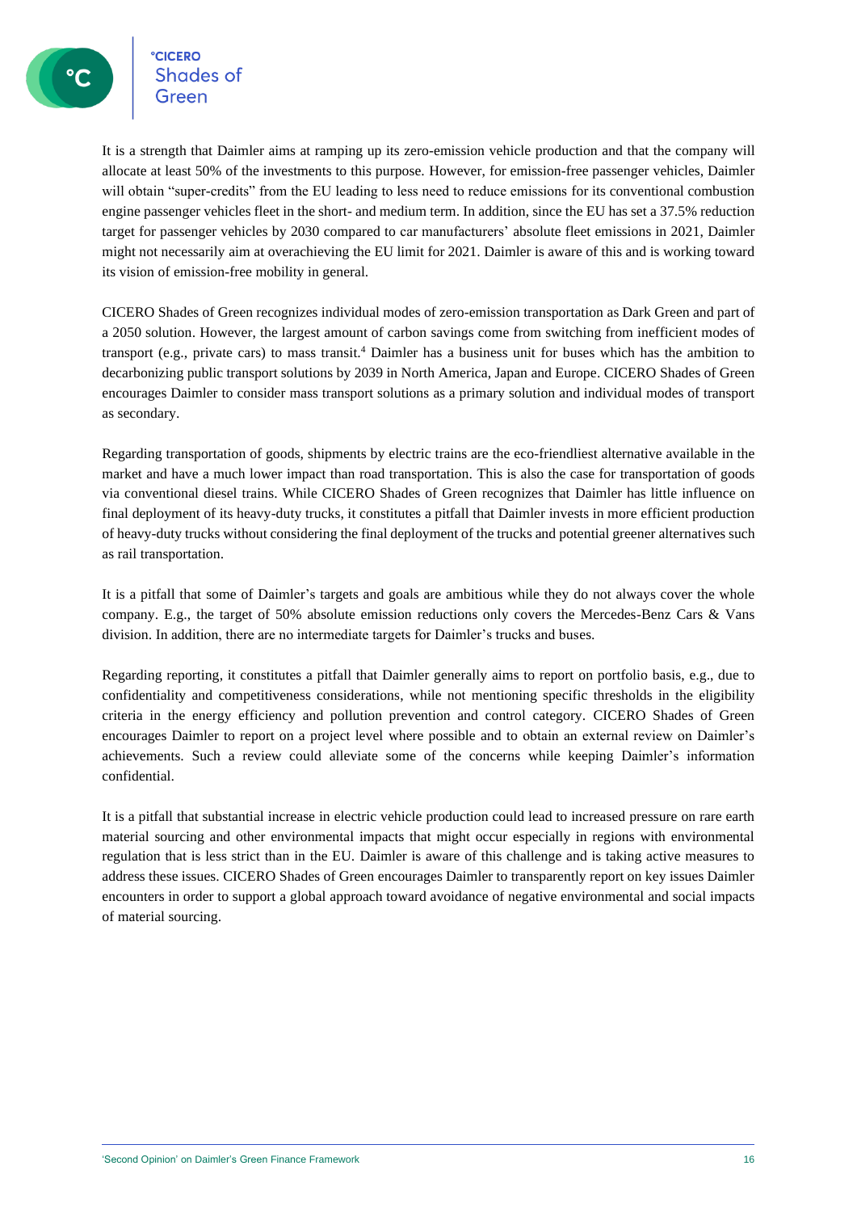It is a strength that Daimler aims at ramping up its zero-emission vehicle production and that the company will allocate at least 50% of the investments to this purpose. However, for emission-free passenger vehicles, Daimler will obtain "super-credits" from the EU leading to less need to reduce emissions for its conventional combustion engine passenger vehicles fleet in the short- and medium term. In addition, since the EU has set a 37.5% reduction target for passenger vehicles by 2030 compared to car manufacturers' absolute fleet emissions in 2021, Daimler might not necessarily aim at overachieving the EU limit for 2021. Daimler is aware of this and is working toward its vision of emission-free mobility in general.

CICERO Shades of Green recognizes individual modes of zero-emission transportation as Dark Green and part of a 2050 solution. However, the largest amount of carbon savings come from switching from inefficient modes of transport (e.g., private cars) to mass transit.[4] Daimler has a business unit for buses which has the ambition to decarbonizing public transport solutions by 2039 in North America, Japan and Europe. CICERO Shades of Green encourages Daimler to consider mass transport solutions as a primary solution and individual modes of transport as secondary.

Regarding transportation of goods, shipments by electric trains are the eco-friendliest alternative available in the market and have a much lower impact than road transportation. This is also the case for transportation of goods via conventional diesel trains. While CICERO Shades of Green recognizes that Daimler has little influence on final deployment of its heavy-duty trucks, it constitutes a pitfall that Daimler invests in more efficient production of heavy-duty trucks without considering the final deployment of the trucks and potential greener alternatives such as rail transportation.

It is a pitfall that some of Daimler's targets and goals are ambitious while they do not always cover the whole company. E.g., the target of 50% absolute emission reductions only covers the Mercedes-Benz Cars & Vans division. In addition, there are no intermediate targets for Daimler's trucks and buses.

Regarding reporting, it constitutes a pitfall that Daimler generally aims to report on portfolio basis, e.g., due to confidentiality and competitiveness considerations, while not mentioning specific thresholds in the eligibility criteria in the energy efficiency and pollution prevention and control category. CICERO Shades of Green encourages Daimler to report on a project level where possible and to obtain an external review on Daimler's achievements. Such a review could alleviate some of the concerns while keeping Daimler's information confidential.

It is a pitfall that substantial increase in electric vehicle production could lead to increased pressure on rare earth material sourcing and other environmental impacts that might occur especially in regions with environmental regulation that is less strict than in the EU. Daimler is aware of this challenge and is taking active measures to address these issues. CICERO Shades of Green encourages Daimler to transparently report on key issues Daimler encounters in order to support a global approach toward avoidance of negative environmental and social impacts of material sourcing.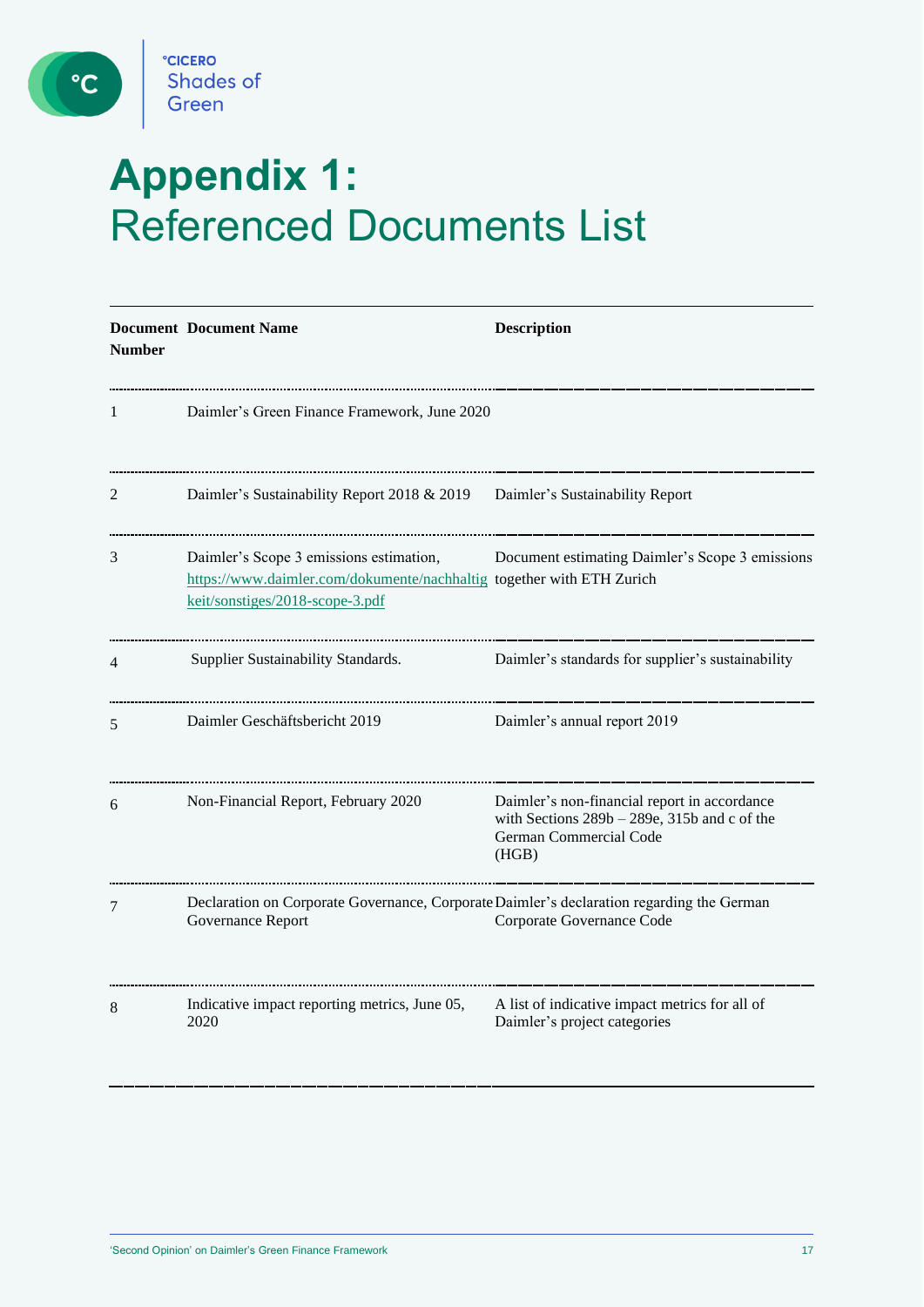# Appendix 1: Referenced Documents List

| Document Number | Document Name | Description |
|---|---|---|
| 1 | Daimler's Green Finance Framework, June 2020 | |
| 2 | Daimler's Sustainability Report 2018 & 2019 | Daimler's Sustainability Report |
| 3 | Daimler's Scope 3 emissions estimation, https://www.daimler.com/dokumente/nachhaltigkeit/sonstiges/2018-scope-3.pdf | Document estimating Daimler's Scope 3 emissions together with ETH Zurich |
| 4 | Supplier Sustainability Standards. | Daimler's standards for supplier's sustainability |
| 5 | Daimler Geschäftsbericht 2019 | Daimler's annual report 2019 |
| 6 | Non-Financial Report, February 2020 | Daimler's non-financial report in accordance with Sections 289b – 289e, 315b and c of the German Commercial Code (HGB) |
| 7 | Declaration on Corporate Governance, Corporate Governance Report | Daimler's declaration regarding the German Corporate Governance Code |
| 8 | Indicative impact reporting metrics, June 05, 2020 | A list of indicative impact metrics for all of Daimler's project categories |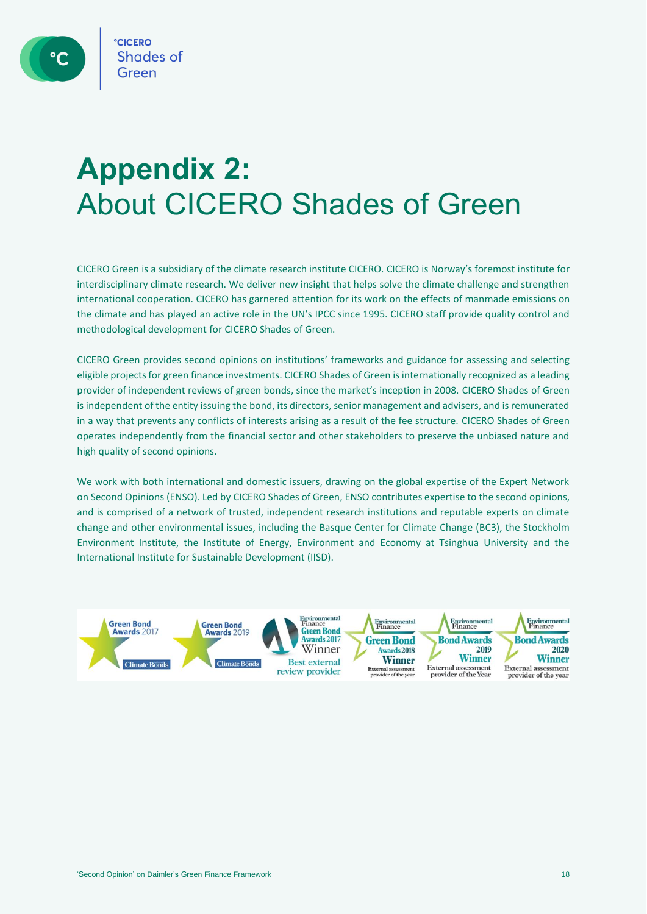# Appendix 2:
## About CICERO Shades of Green

CICERO Green is a subsidiary of the climate research institute CICERO. CICERO is Norway's foremost institute for interdisciplinary climate research. We deliver new insight that helps solve the climate challenge and strengthen international cooperation. CICERO has garnered attention for its work on the effects of manmade emissions on the climate and has played an active role in the UN's IPCC since 1995. CICERO staff provide quality control and methodological development for CICERO Shades of Green.

CICERO Green provides second opinions on institutions' frameworks and guidance for assessing and selecting eligible projects for green finance investments. CICERO Shades of Green is internationally recognized as a leading provider of independent reviews of green bonds, since the market's inception in 2008. CICERO Shades of Green is independent of the entity issuing the bond, its directors, senior management and advisers, and is remunerated in a way that prevents any conflicts of interests arising as a result of the fee structure. CICERO Shades of Green operates independently from the financial sector and other stakeholders to preserve the unbiased nature and high quality of second opinions.

We work with both international and domestic issuers, drawing on the global expertise of the Expert Network on Second Opinions (ENSO). Led by CICERO Shades of Green, ENSO contributes expertise to the second opinions, and is comprised of a network of trusted, independent research institutions and reputable experts on climate change and other environmental issues, including the Basque Center for Climate Change (BC3), the Stockholm Environment Institute, the Institute of Energy, Environment and Economy at Tsinghua University and the International Institute for Sustainable Development (IISD).

Green Bond Awards 2017 Climate Bonds

Green Bond Awards 2019 Climate Bonds

Environmental Finance Green Bond Awards 2017 Winner Best external review provider

Environmental Finance Green Bond Awards 2018 Winner External assessment provider of the year

Environmental Finance Bond Awards 2019 Winner External assessment provider of the Year

Environmental Finance Bond Awards 2020 Winner External assessment provider of the year